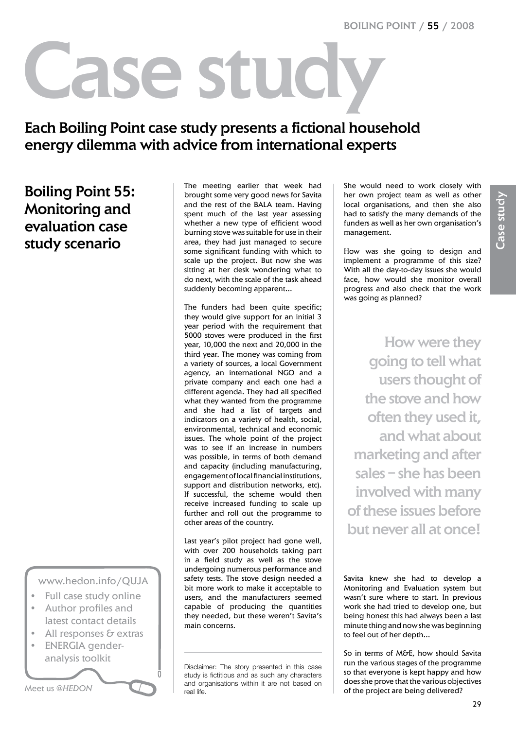# Case study

## Each Boiling Point case study presents a fictional household energy dilemma with advice from international experts

## Boiling Point 55: Monitoring and evaluation case study scenario

The meeting earlier that week had brought some very good news for Savita and the rest of the BALA team. Having spent much of the last year assessing whether a new type of efficient wood burning stove was suitable for use in their area, they had just managed to secure some significant funding with which to scale up the project. But now she was sitting at her desk wondering what to do next, with the scale of the task ahead suddenly becoming apparent...

The funders had been quite specific; they would give support for an initial 3 year period with the requirement that 5000 stoves were produced in the first year, 10,000 the next and 20,000 in the third year. The money was coming from a variety of sources, a local Government agency, an international NGO and a private company and each one had a different agenda. They had all specified what they wanted from the programme and she had a list of targets and indicators on a variety of health, social, environmental, technical and economic issues. The whole point of the project was to see if an increase in numbers was possible, in terms of both demand and capacity (including manufacturing, engagement of local financial institutions, support and distribution networks, etc). If successful, the scheme would then receive increased funding to scale up further and roll out the programme to other areas of the country.

Last year's pilot project had gone well, with over 200 households taking part in a field study as well as the stove undergoing numerous performance and safety tests. The stove design needed a bit more work to make it acceptable to users, and the manufacturers seemed capable of producing the quantities they needed, but these weren't Savita's main concerns.

She would need to work closely with her own project team as well as other local organisations, and then she also had to satisfy the many demands of the funders as well as her own organisation's management.

How was she going to design and implement a programme of this size? With all the day-to-day issues she would face, how would she monitor overall progress and also check that the work was going as planned?

> How were they going to tell what users thought of the stove and how often they used it, and what about marketing and after sales – she has been involved with many of these issues before but never all at once!

Savita knew she had to develop a Monitoring and Evaluation system but wasn't sure where to start. In previous work she had tried to develop one, but being honest this had always been a last minute thing and now she was beginning to feel out of her depth...

So in terms of M&E, how should Savita run the various stages of the programme so that everyone is kept happy and how does she prove that the various objectives of the project are being delivered?

Disclaimer: The story presented in this case study is fictitious and as such any characters and organisations within it are not based on real life.

www.hedon.info/QUJA

- Full case study online
- Author profiles and latest contact details
- All responses & extras
- ENERGIA gender-analysis toolkit

Meet us @HEDON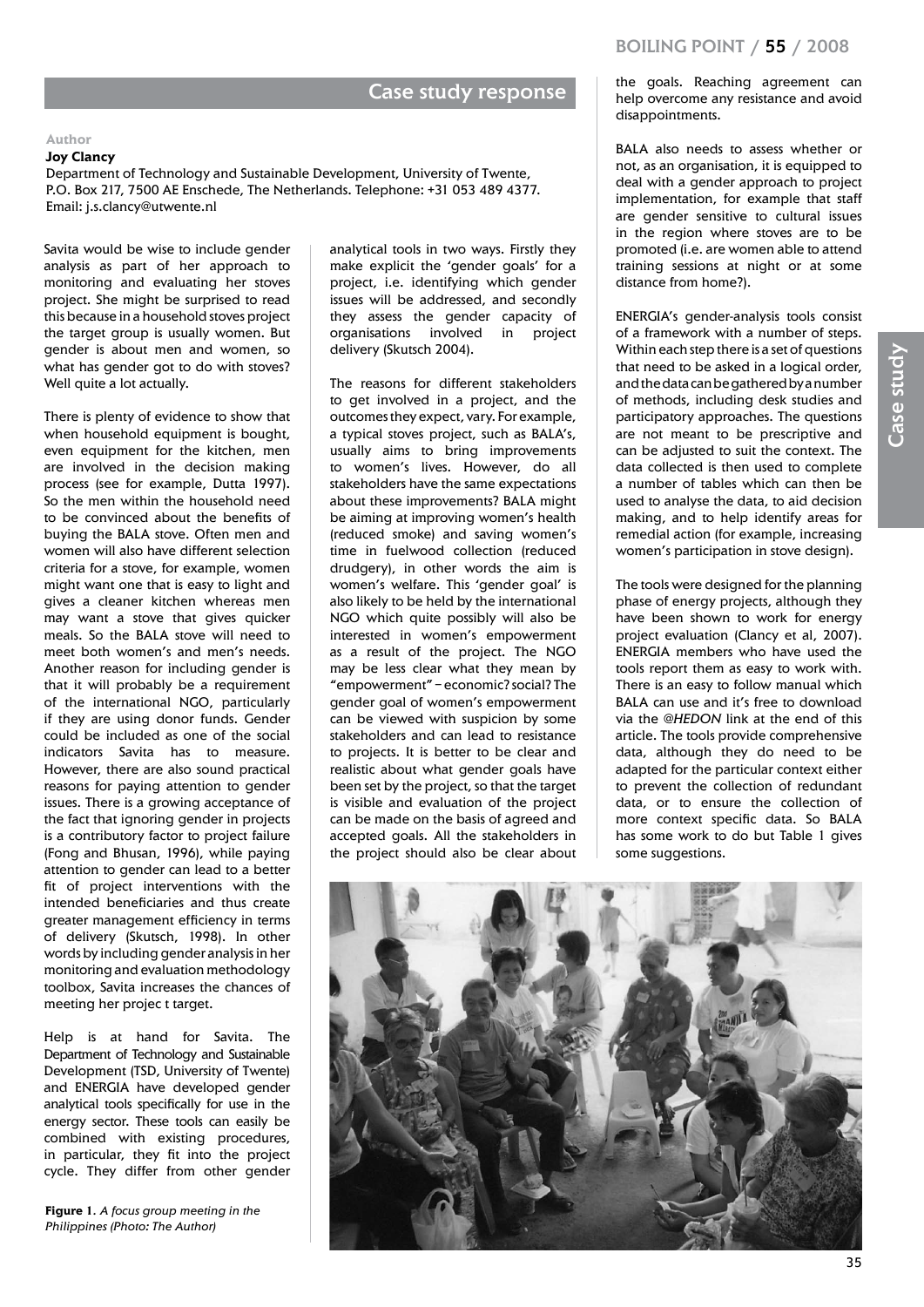## Case study response

**Author**

**Joy Clancy**

Department of Technology and Sustainable Development, University of Twente, P.O. Box 217, 7500 AE Enschede, The Netherlands. Telephone: +31 053 489 4377. Email: j.s.clancy@utwente.nl

Savita would be wise to include gender analysis as part of her approach to monitoring and evaluating her stoves project. She might be surprised to read this because in a household stoves project the target group is usually women. But gender is about men and women, so what has gender got to do with stoves? Well quite a lot actually.

There is plenty of evidence to show that when household equipment is bought, even equipment for the kitchen, men are involved in the decision making process (see for example, Dutta 1997). So the men within the household need to be convinced about the benefits of buying the BALA stove. Often men and women will also have different selection criteria for a stove, for example, women might want one that is easy to light and gives a cleaner kitchen whereas men may want a stove that gives quicker meals. So the BALA stove will need to meet both women's and men's needs. Another reason for including gender is that it will probably be a requirement of the international NGO, particularly if they are using donor funds. Gender could be included as one of the social indicators Savita has to measure. However, there are also sound practical reasons for paying attention to gender issues. There is a growing acceptance of the fact that ignoring gender in projects is a contributory factor to project failure (Fong and Bhusan, 1996), while paying attention to gender can lead to a better fit of project interventions with the intended beneficiaries and thus create greater management efficiency in terms of delivery (Skutsch, 1998). In other words by including gender analysis in her monitoring and evaluation methodology toolbox, Savita increases the chances of meeting her projec t target.

Help is at hand for Savita. The Department of Technology and Sustainable Development (TSD, University of Twente) and ENERGIA have developed gender analytical tools specifically for use in the energy sector. These tools can easily be combined with existing procedures, in particular, they fit into the project cycle. They differ from other gender analytical tools in two ways. Firstly they make explicit the 'gender goals' for a project, i.e. identifying which gender issues will be addressed, and secondly they assess the gender capacity of organisations involved in project delivery (Skutsch 2004).

The reasons for different stakeholders to get involved in a project, and the outcomes they expect, vary. For example, a typical stoves project, such as BALA's, usually aims to bring improvements to women's lives. However, do all stakeholders have the same expectations about these improvements? BALA might be aiming at improving women's health (reduced smoke) and saving women's time in fuelwood collection (reduced drudgery), in other words the aim is women's welfare. This 'gender goal' is also likely to be held by the international NGO which quite possibly will also be interested in women's empowerment as a result of the project. The NGO may be less clear what they mean by "empowerment" – economic? social? The gender goal of women's empowerment can be viewed with suspicion by some stakeholders and can lead to resistance to projects. It is better to be clear and realistic about what gender goals have been set by the project, so that the target is visible and evaluation of the project can be made on the basis of agreed and accepted goals. All the stakeholders in the project should also be clear about the goals. Reaching agreement can help overcome any resistance and avoid disappointments.

BALA also needs to assess whether or not, as an organisation, it is equipped to deal with a gender approach to project implementation, for example that staff are gender sensitive to cultural issues in the region where stoves are to be promoted (i.e. are women able to attend training sessions at night or at some distance from home?).

ENERGIA's gender-analysis tools consist of a framework with a number of steps. Within each step there is a set of questions that need to be asked in a logical order, and the data can be gathered by a number of methods, including desk studies and participatory approaches. The questions are not meant to be prescriptive and can be adjusted to suit the context. The data collected is then used to complete a number of tables which can then be used to analyse the data, to aid decision making, and to help identify areas for remedial action (for example, increasing women's participation in stove design).

The tools were designed for the planning phase of energy projects, although they have been shown to work for energy project evaluation (Clancy et al, 2007). ENERGIA members who have used the tools report them as easy to work with. There is an easy to follow manual which BALA can use and it's free to download via the *@HEDON* link at the end of this article. The tools provide comprehensive data, although they do need to be adapted for the particular context either to prevent the collection of redundant data, or to ensure the collection of more context specific data. So BALA has some work to do but Table 1 gives some suggestions.

**Figure 1**. *A focus group meeting in the Philippines (Photo: The Author)*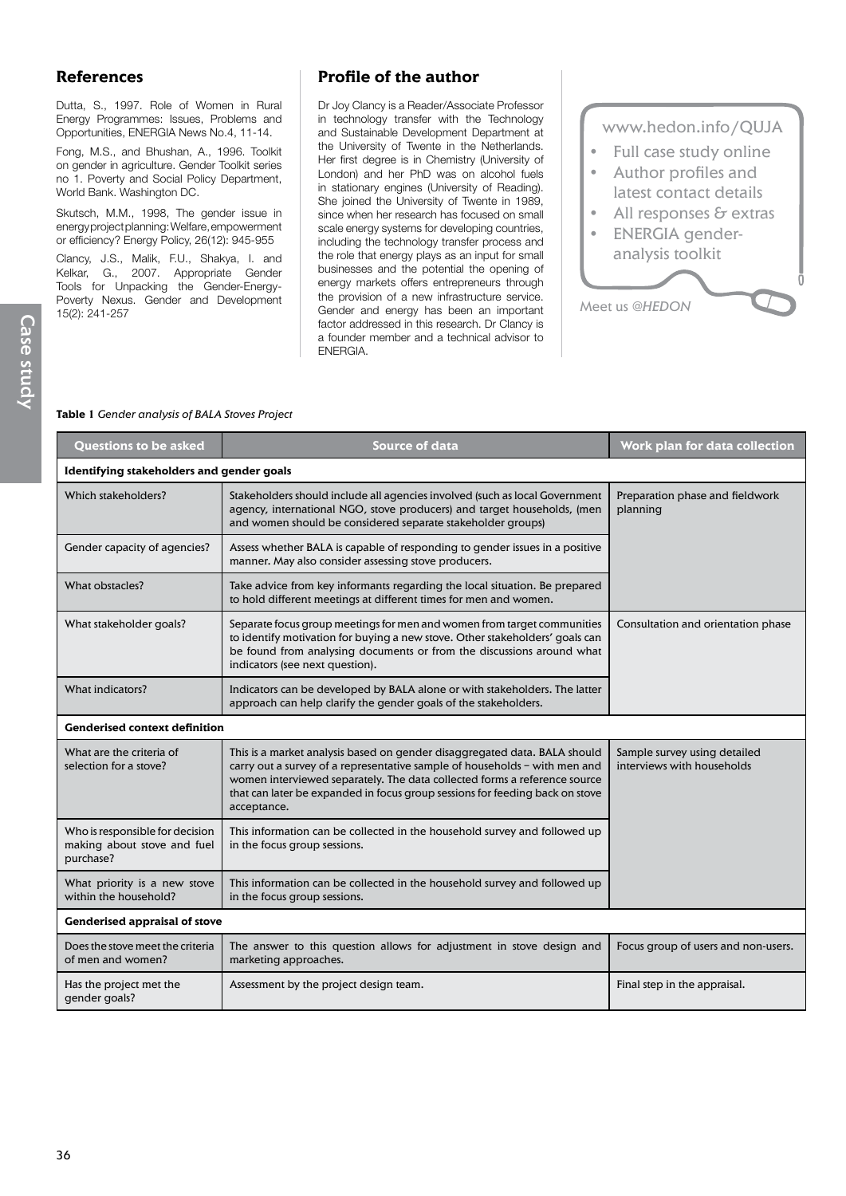## References

Dutta, S., 1997. Role of Women in Rural Energy Programmes: Issues, Problems and Opportunities, ENERGIA News No.4, 11-14.

Fong, M.S., and Bhushan, A., 1996. Toolkit on gender in agriculture. Gender Toolkit series no 1. Poverty and Social Policy Department, World Bank. Washington DC.

Skutsch, M.M., 1998, The gender issue in energy project planning: Welfare, empowerment or efficiency? Energy Policy, 26(12): 945-955

Clancy, J.S., Malik, F.U., Shakya, I. and Kelkar, G., 2007. Appropriate Gender Tools for Unpacking the Gender-Energy-Poverty Nexus. Gender and Development 15(2): 241-257

## Profile of the author

Dr Joy Clancy is a Reader/Associate Professor in technology transfer with the Technology and Sustainable Development Department at the University of Twente in the Netherlands. Her first degree is in Chemistry (University of London) and her PhD was on alcohol fuels in stationary engines (University of Reading). She joined the University of Twente in 1989, since when her research has focused on small scale energy systems for developing countries, including the technology transfer process and the role that energy plays as an input for small businesses and the potential the opening of energy markets offers entrepreneurs through the provision of a new infrastructure service. Gender and energy has been an important factor addressed in this research. Dr Clancy is a founder member and a technical advisor to ENERGIA.

www.hedon.info/QUJA

- Full case study online
- Author profiles and latest contact details
- All responses & extras
- ENERGIA gender-analysis toolkit

Meet us @*HEDON*

**Table 1** *Gender analysis of BALA Stoves Project*

| Questions to be asked | Source of data | Work plan for data collection |
|---|---|---|
| **Identifying stakeholders and gender goals** | | |
| Which stakeholders? | Stakeholders should include all agencies involved (such as local Government agency, international NGO, stove producers) and target households, (men and women should be considered separate stakeholder groups) | Preparation phase and fieldwork planning |
| Gender capacity of agencies? | Assess whether BALA is capable of responding to gender issues in a positive manner. May also consider assessing stove producers. | |
| What obstacles? | Take advice from key informants regarding the local situation. Be prepared to hold different meetings at different times for men and women. | |
| What stakeholder goals? | Separate focus group meetings for men and women from target communities to identify motivation for buying a new stove. Other stakeholders' goals can be found from analysing documents or from the discussions around what indicators (see next question). | Consultation and orientation phase |
| What indicators? | Indicators can be developed by BALA alone or with stakeholders. The latter approach can help clarify the gender goals of the stakeholders. | |
| **Genderised context definition** | | |
| What are the criteria of selection for a stove? | This is a market analysis based on gender disaggregated data. BALA should carry out a survey of a representative sample of households – with men and women interviewed separately. The data collected forms a reference source that can later be expanded in focus group sessions for feeding back on stove acceptance. | Sample survey using detailed interviews with households |
| Who is responsible for decision making about stove and fuel purchase? | This information can be collected in the household survey and followed up in the focus group sessions. | |
| What priority is a new stove within the household? | This information can be collected in the household survey and followed up in the focus group sessions. | |
| **Genderised appraisal of stove** | | |
| Does the stove meet the criteria of men and women? | The answer to this question allows for adjustment in stove design and marketing approaches. | Focus group of users and non-users. |
| Has the project met the gender goals? | Assessment by the project design team. | Final step in the appraisal. |